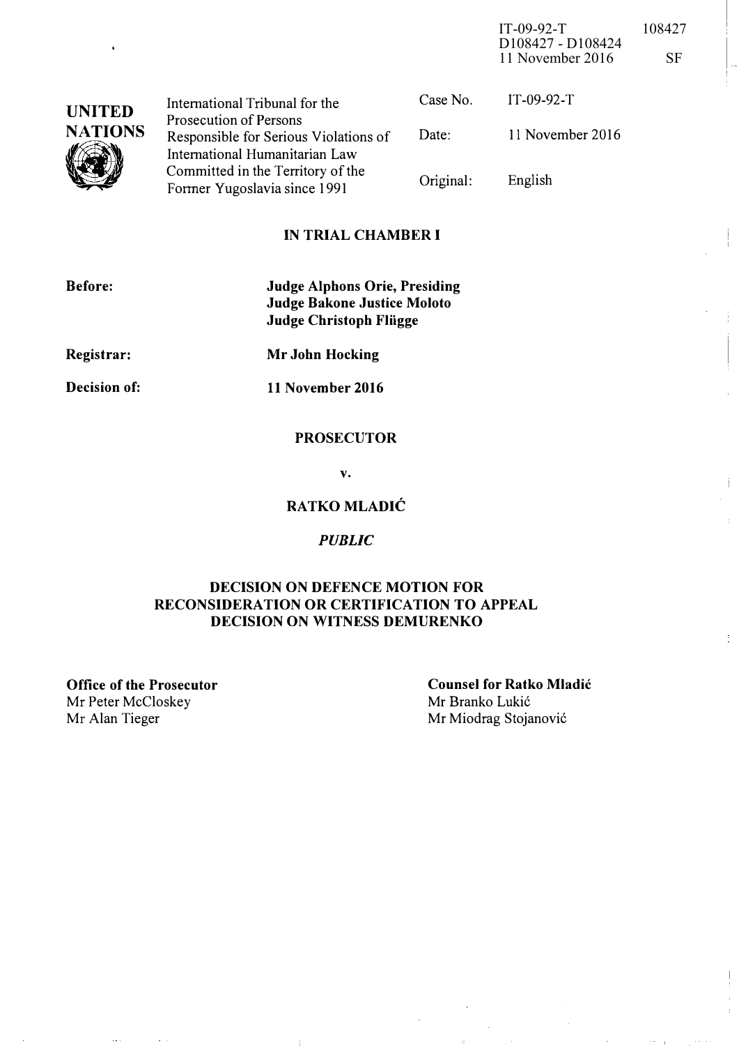IT-09-92-T 108427
D108427 - D108424
11 November 2016 SF

**UNITED NATIONS**

| International Tribunal for the Prosecution of Persons Responsible for Serious Violations of International Humanitarian Law Committed in the Territory of the Former Yugoslavia since 1991 | Case No. | IT-09-92-T |
|---|---|---|
| | Date: | 11 November 2016 |
| | Original: | English |

## IN TRIAL CHAMBER I

**Before:** **Judge Alphons Orie, Presiding**
**Judge Bakone Justice Moloto**
**Judge Christoph Flügge**

**Registrar:** **Mr John Hocking**

**Decision of:** **11 November 2016**

**PROSECUTOR**

**v.**

**RATKO MLADIĆ**

***PUBLIC***

## DECISION ON DEFENCE MOTION FOR RECONSIDERATION OR CERTIFICATION TO APPEAL DECISION ON WITNESS DEMURENKO

**Office of the Prosecutor**
Mr Peter McCloskey
Mr Alan Tieger

**Counsel for Ratko Mladić**
Mr Branko Lukić
Mr Miodrag Stojanović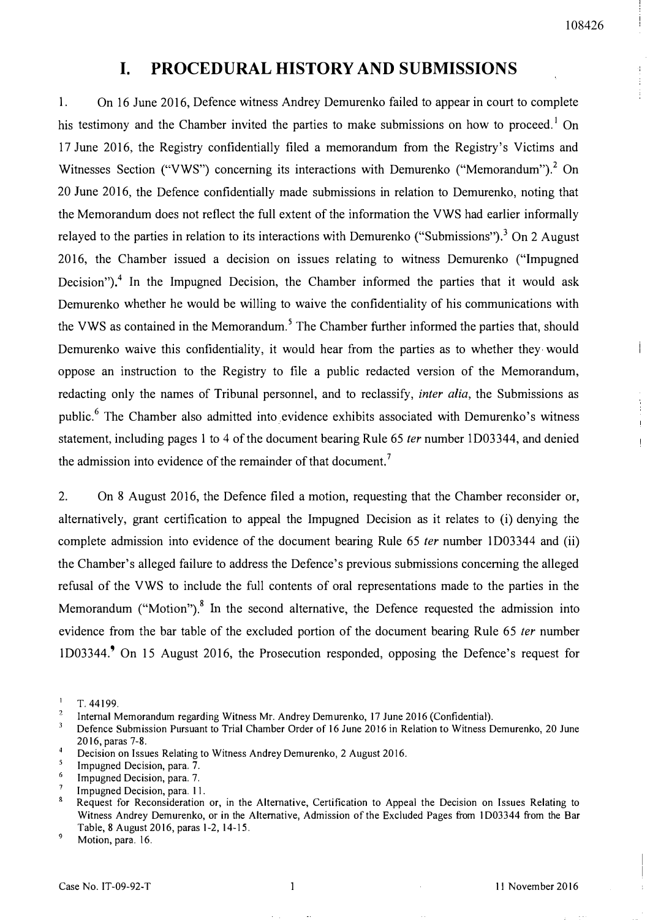# I. PROCEDURAL HISTORY AND SUBMISSIONS

1. On 16 June 2016, Defence witness Andrey Demurenko failed to appear in court to complete his testimony and the Chamber invited the parties to make submissions on how to proceed.[1] On 17 June 2016, the Registry confidentially filed a memorandum from the Registry's Victims and Witnesses Section ("VWS") concerning its interactions with Demurenko ("Memorandum").[2] On 20 June 2016, the Defence confidentially made submissions in relation to Demurenko, noting that the Memorandum does not reflect the full extent of the information the VWS had earlier informally relayed to the parties in relation to its interactions with Demurenko ("Submissions").[3] On 2 August 2016, the Chamber issued a decision on issues relating to witness Demurenko ("Impugned Decision").[4] In the Impugned Decision, the Chamber informed the parties that it would ask Demurenko whether he would be willing to waive the confidentiality of his communications with the VWS as contained in the Memorandum.[5] The Chamber further informed the parties that, should Demurenko waive this confidentiality, it would hear from the parties as to whether they would oppose an instruction to the Registry to file a public redacted version of the Memorandum, redacting only the names of Tribunal personnel, and to reclassify, *inter alia*, the Submissions as public.[6] The Chamber also admitted into evidence exhibits associated with Demurenko's witness statement, including pages 1 to 4 of the document bearing Rule 65 *ter* number 1D03344, and denied the admission into evidence of the remainder of that document.[7]

2. On 8 August 2016, the Defence filed a motion, requesting that the Chamber reconsider or, alternatively, grant certification to appeal the Impugned Decision as it relates to (i) denying the complete admission into evidence of the document bearing Rule 65 *ter* number 1D03344 and (ii) the Chamber's alleged failure to address the Defence's previous submissions concerning the alleged refusal of the VWS to include the full contents of oral representations made to the parties in the Memorandum ("Motion").[8] In the second alternative, the Defence requested the admission into evidence from the bar table of the excluded portion of the document bearing Rule 65 *ter* number 1D03344.[9] On 15 August 2016, the Prosecution responded, opposing the Defence's request for

---

[1] T. 44199.

[2] Internal Memorandum regarding Witness Mr. Andrey Demurenko, 17 June 2016 (Confidential).

[3] Defence Submission Pursuant to Trial Chamber Order of 16 June 2016 in Relation to Witness Demurenko, 20 June 2016, paras 7-8.

[4] Decision on Issues Relating to Witness Andrey Demurenko, 2 August 2016.

[5] Impugned Decision, para. 7.

[6] Impugned Decision, para. 7.

[7] Impugned Decision, para. 11.

[8] Request for Reconsideration or, in the Alternative, Certification to Appeal the Decision on Issues Relating to Witness Andrey Demurenko, or in the Alternative, Admission of the Excluded Pages from 1D03344 from the Bar Table, 8 August 2016, paras 1-2, 14-15.

[9] Motion, para. 16.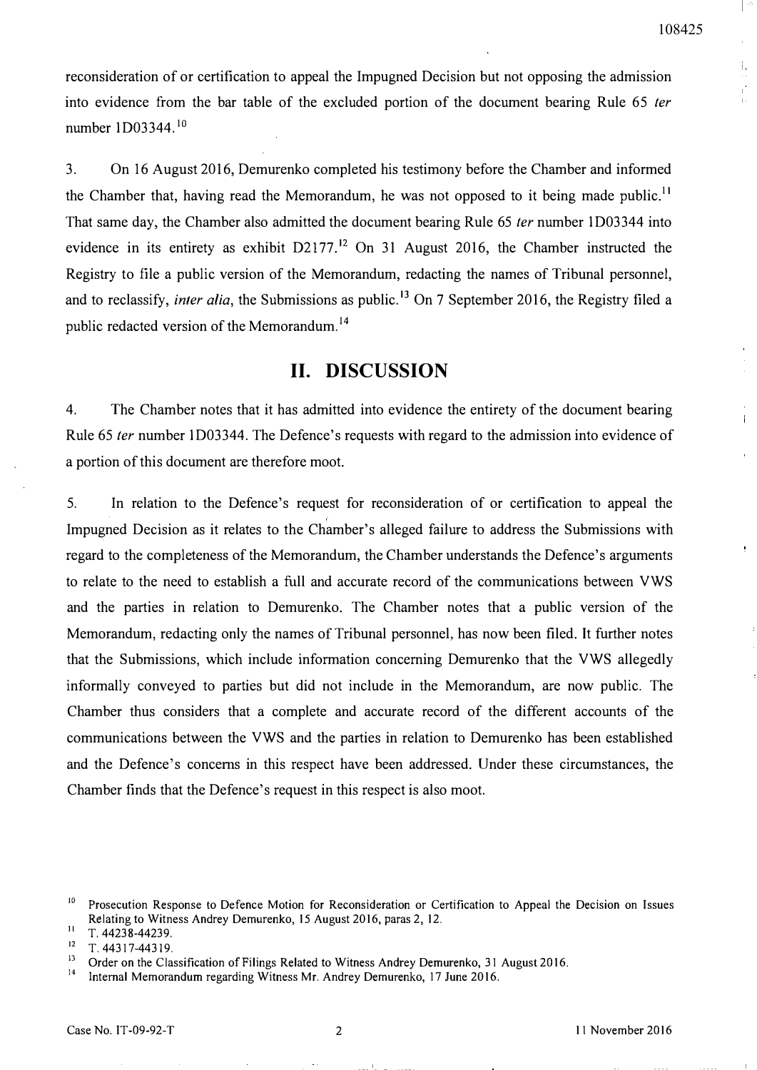reconsideration of or certification to appeal the Impugned Decision but not opposing the admission into evidence from the bar table of the excluded portion of the document bearing Rule 65 *ter* number 1D03344.[10]

3. On 16 August 2016, Demurenko completed his testimony before the Chamber and informed the Chamber that, having read the Memorandum, he was not opposed to it being made public.[11] That same day, the Chamber also admitted the document bearing Rule 65 *ter* number 1D03344 into evidence in its entirety as exhibit D2177.[12] On 31 August 2016, the Chamber instructed the Registry to file a public version of the Memorandum, redacting the names of Tribunal personnel, and to reclassify, *inter alia*, the Submissions as public.[13] On 7 September 2016, the Registry filed a public redacted version of the Memorandum.[14]

## II. DISCUSSION

4. The Chamber notes that it has admitted into evidence the entirety of the document bearing Rule 65 *ter* number 1D03344. The Defence's requests with regard to the admission into evidence of a portion of this document are therefore moot.

5. In relation to the Defence's request for reconsideration of or certification to appeal the Impugned Decision as it relates to the Chamber's alleged failure to address the Submissions with regard to the completeness of the Memorandum, the Chamber understands the Defence's arguments to relate to the need to establish a full and accurate record of the communications between VWS and the parties in relation to Demurenko. The Chamber notes that a public version of the Memorandum, redacting only the names of Tribunal personnel, has now been filed. It further notes that the Submissions, which include information concerning Demurenko that the VWS allegedly informally conveyed to parties but did not include in the Memorandum, are now public. The Chamber thus considers that a complete and accurate record of the different accounts of the communications between the VWS and the parties in relation to Demurenko has been established and the Defence's concerns in this respect have been addressed. Under these circumstances, the Chamber finds that the Defence's request in this respect is also moot.

---

[10] Prosecution Response to Defence Motion for Reconsideration or Certification to Appeal the Decision on Issues Relating to Witness Andrey Demurenko, 15 August 2016, paras 2, 12.

[11] T. 44238-44239.

[12] T. 44317-44319.

[13] Order on the Classification of Filings Related to Witness Andrey Demurenko, 31 August 2016.

[14] Internal Memorandum regarding Witness Mr. Andrey Demurenko, 17 June 2016.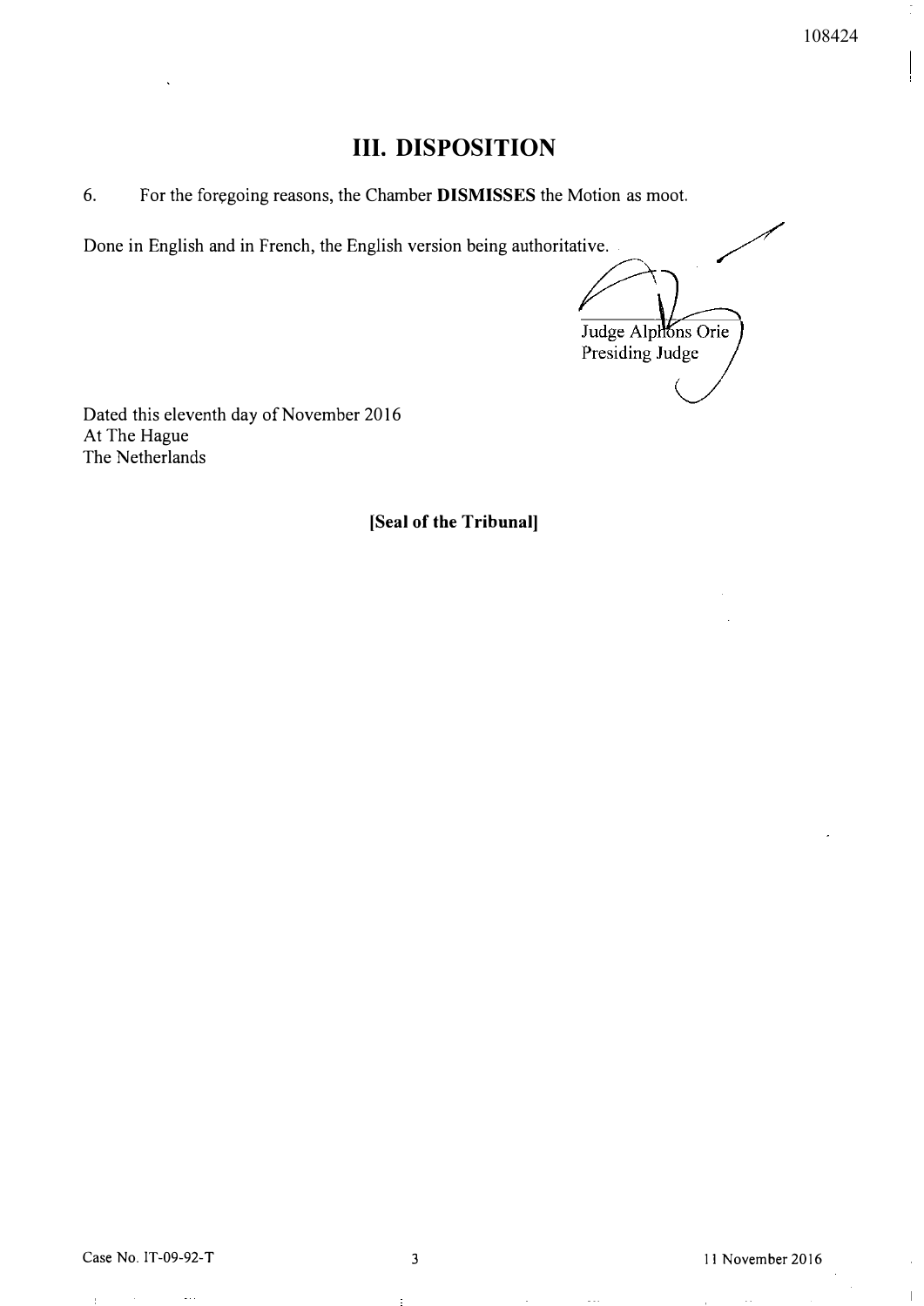# III. DISPOSITION

6. For the foregoing reasons, the Chamber **DISMISSES** the Motion as moot.

Done in English and in French, the English version being authoritative.

Judge Alphons Orie
Presiding Judge

Dated this eleventh day of November 2016
At The Hague
The Netherlands

**[Seal of the Tribunal]**